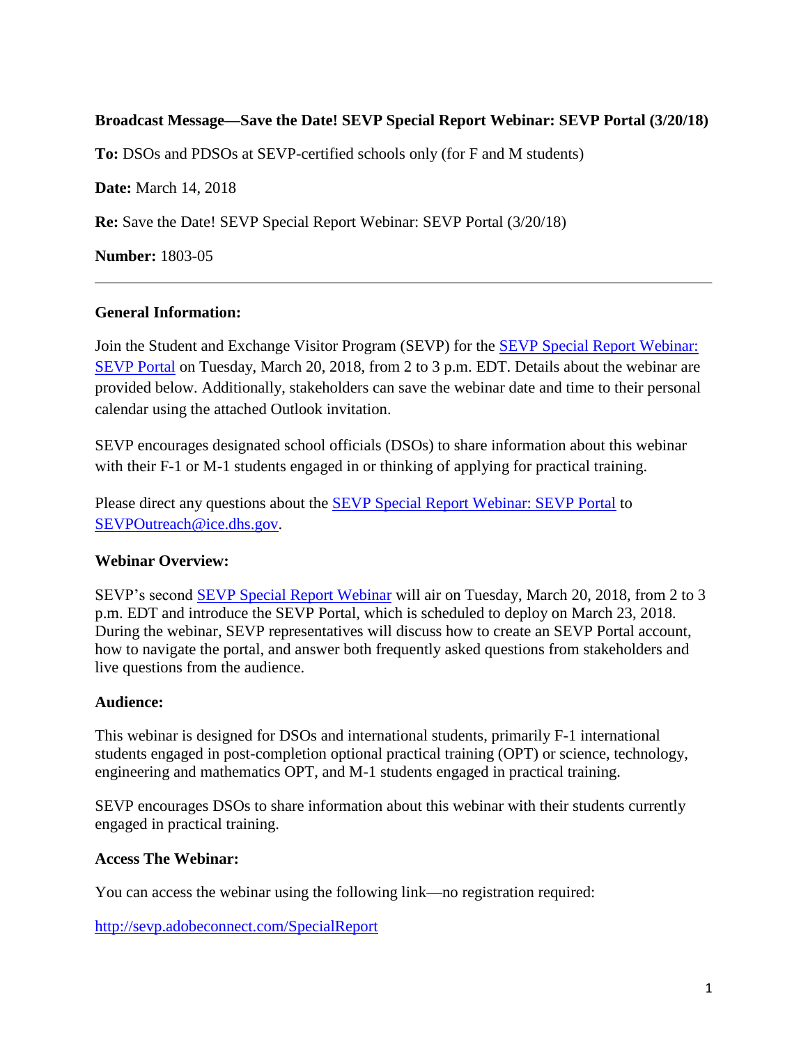**Broadcast Message—Save the Date! SEVP Special Report Webinar: SEVP Portal (3/20/18)**

**To:** DSOs and PDSOs at SEVP-certified schools only (for F and M students)

**Date:** March 14, 2018

**Re:** Save the Date! SEVP Special Report Webinar: SEVP Portal (3/20/18)

**Number:** 1803-05

---

**General Information:**

Join the Student and Exchange Visitor Program (SEVP) for the [SEVP Special Report Webinar: SEVP Portal](http://sevp.adobeconnect.com/SpecialReport) on Tuesday, March 20, 2018, from 2 to 3 p.m. EDT. Details about the webinar are provided below. Additionally, stakeholders can save the webinar date and time to their personal calendar using the attached Outlook invitation.

SEVP encourages designated school officials (DSOs) to share information about this webinar with their F-1 or M-1 students engaged in or thinking of applying for practical training.

Please direct any questions about the [SEVP Special Report Webinar: SEVP Portal](http://sevp.adobeconnect.com/SpecialReport) to [SEVPOutreach@ice.dhs.gov](mailto:SEVPOutreach@ice.dhs.gov).

**Webinar Overview:**

SEVP's second [SEVP Special Report Webinar](http://sevp.adobeconnect.com/SpecialReport) will air on Tuesday, March 20, 2018, from 2 to 3 p.m. EDT and introduce the SEVP Portal, which is scheduled to deploy on March 23, 2018. During the webinar, SEVP representatives will discuss how to create an SEVP Portal account, how to navigate the portal, and answer both frequently asked questions from stakeholders and live questions from the audience.

**Audience:**

This webinar is designed for DSOs and international students, primarily F-1 international students engaged in post-completion optional practical training (OPT) or science, technology, engineering and mathematics OPT, and M-1 students engaged in practical training.

SEVP encourages DSOs to share information about this webinar with their students currently engaged in practical training.

**Access The Webinar:**

You can access the webinar using the following link—no registration required:

[http://sevp.adobeconnect.com/SpecialReport](http://sevp.adobeconnect.com/SpecialReport)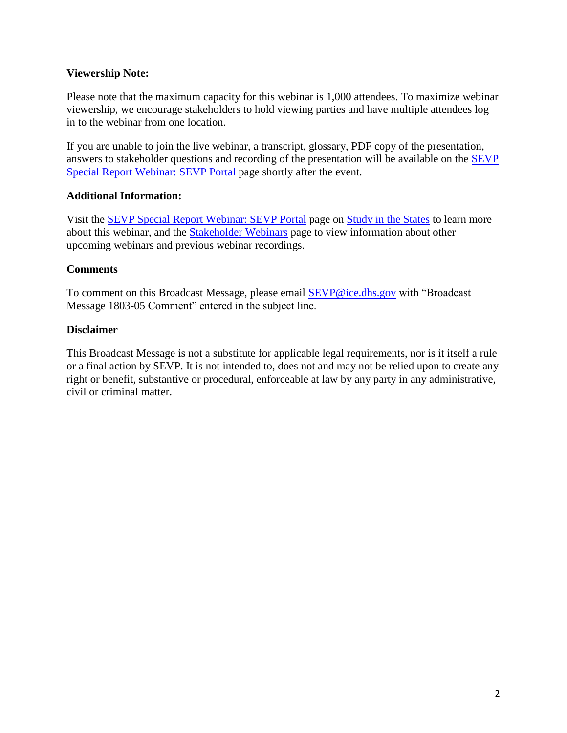**Viewership Note:**

Please note that the maximum capacity for this webinar is 1,000 attendees. To maximize webinar viewership, we encourage stakeholders to hold viewing parties and have multiple attendees log in to the webinar from one location.

If you are unable to join the live webinar, a transcript, glossary, PDF copy of the presentation, answers to stakeholder questions and recording of the presentation will be available on the SEVP Special Report Webinar: SEVP Portal page shortly after the event.

**Additional Information:**

Visit the SEVP Special Report Webinar: SEVP Portal page on Study in the States to learn more about this webinar, and the Stakeholder Webinars page to view information about other upcoming webinars and previous webinar recordings.

**Comments**

To comment on this Broadcast Message, please email SEVP@ice.dhs.gov with "Broadcast Message 1803-05 Comment" entered in the subject line.

**Disclaimer**

This Broadcast Message is not a substitute for applicable legal requirements, nor is it itself a rule or a final action by SEVP. It is not intended to, does not and may not be relied upon to create any right or benefit, substantive or procedural, enforceable at law by any party in any administrative, civil or criminal matter.